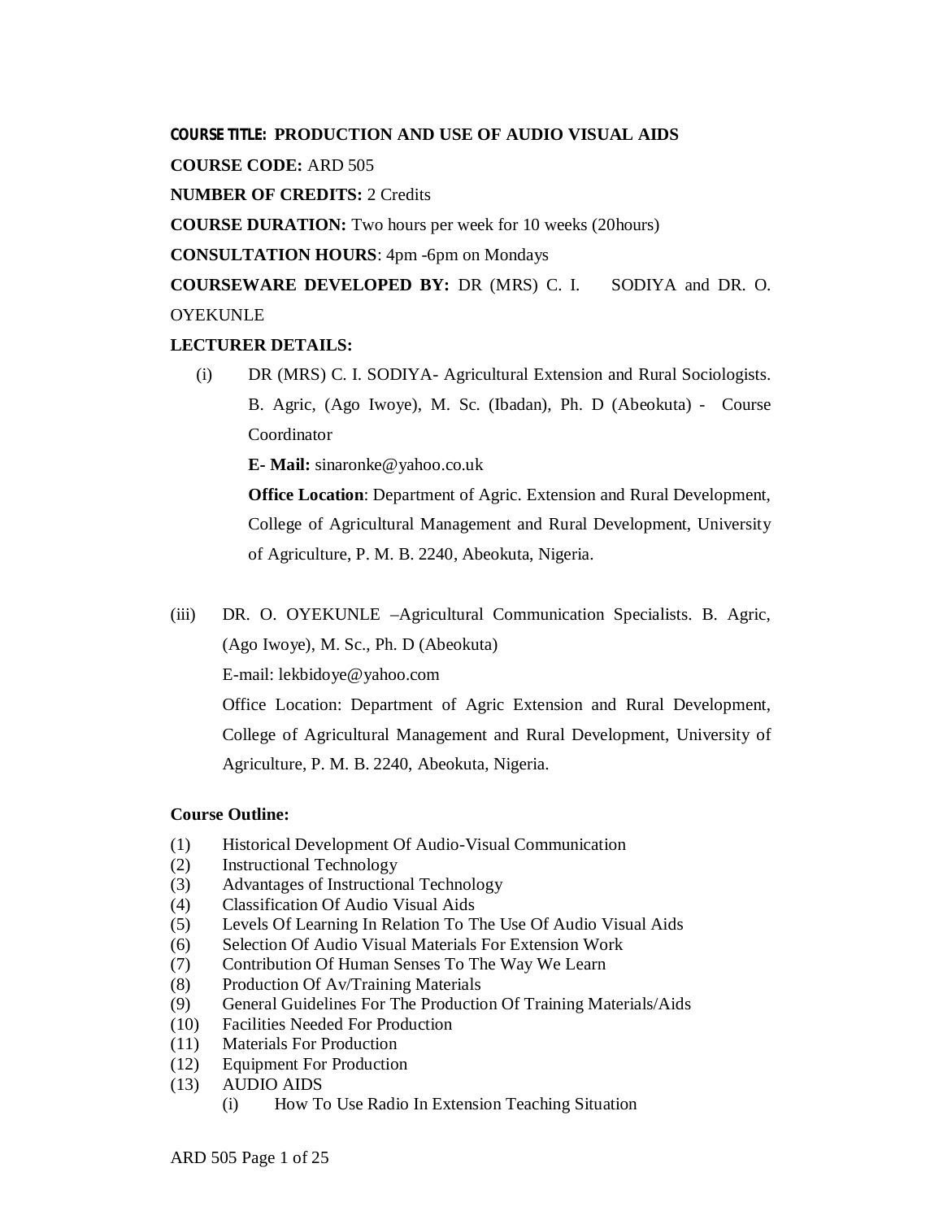**COURSE TITLE: PRODUCTION AND USE OF AUDIO VISUAL AIDS**

**COURSE CODE:** ARD 505

**NUMBER OF CREDITS:** 2 Credits

**COURSE DURATION:** Two hours per week for 10 weeks (20hours)

**CONSULTATION HOURS**: 4pm -6pm on Mondays

**COURSEWARE DEVELOPED BY:** DR (MRS) C. I. SODIYA and DR. O. OYEKUNLE

**LECTURER DETAILS:**

(i) DR (MRS) C. I. SODIYA- Agricultural Extension and Rural Sociologists. B. Agric, (Ago Iwoye), M. Sc. (Ibadan), Ph. D (Abeokuta) - Course Coordinator

**E- Mail:** sinaronke@yahoo.co.uk

**Office Location**: Department of Agric. Extension and Rural Development, College of Agricultural Management and Rural Development, University of Agriculture, P. M. B. 2240, Abeokuta, Nigeria.

(iii) DR. O. OYEKUNLE –Agricultural Communication Specialists. B. Agric, (Ago Iwoye), M. Sc., Ph. D (Abeokuta)

E-mail: lekbidoye@yahoo.com

Office Location: Department of Agric Extension and Rural Development, College of Agricultural Management and Rural Development, University of Agriculture, P. M. B. 2240, Abeokuta, Nigeria.

**Course Outline:**

(1) Historical Development Of Audio-Visual Communication
(2) Instructional Technology
(3) Advantages of Instructional Technology
(4) Classification Of Audio Visual Aids
(5) Levels Of Learning In Relation To The Use Of Audio Visual Aids
(6) Selection Of Audio Visual Materials For Extension Work
(7) Contribution Of Human Senses To The Way We Learn
(8) Production Of Av/Training Materials
(9) General Guidelines For The Production Of Training Materials/Aids
(10) Facilities Needed For Production
(11) Materials For Production
(12) Equipment For Production
(13) AUDIO AIDS
  (i) How To Use Radio In Extension Teaching Situation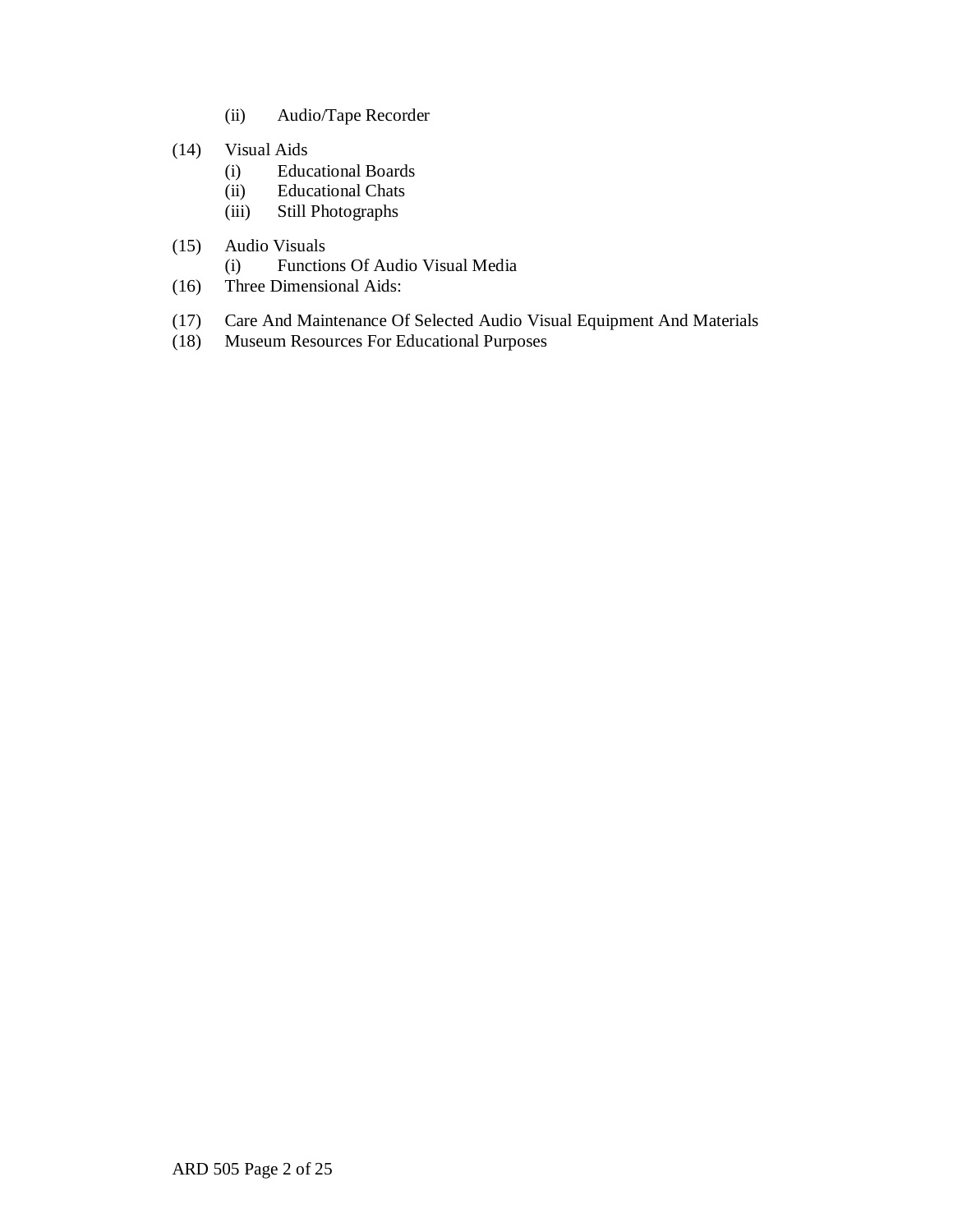(ii) Audio/Tape Recorder

(14) Visual Aids
  (i) Educational Boards
  (ii) Educational Chats
  (iii) Still Photographs

(15) Audio Visuals
  (i) Functions Of Audio Visual Media

(16) Three Dimensional Aids:

(17) Care And Maintenance Of Selected Audio Visual Equipment And Materials

(18) Museum Resources For Educational Purposes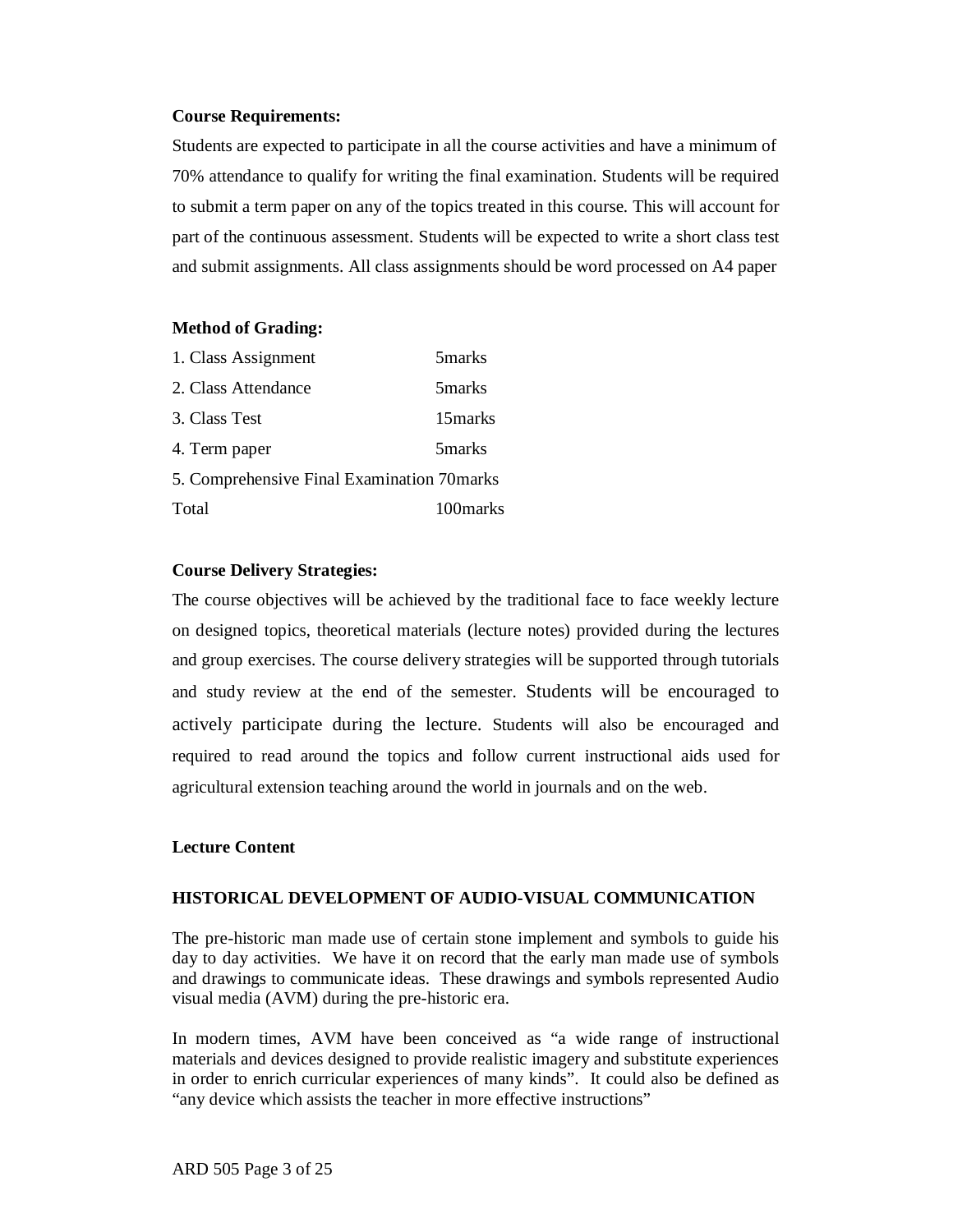**Course Requirements:**

Students are expected to participate in all the course activities and have a minimum of 70% attendance to qualify for writing the final examination. Students will be required to submit a term paper on any of the topics treated in this course. This will account for part of the continuous assessment. Students will be expected to write a short class test and submit assignments. All class assignments should be word processed on A4 paper

**Method of Grading:**

| | |
|---|---|
| 1. Class Assignment | 5marks |
| 2. Class Attendance | 5marks |
| 3. Class Test | 15marks |
| 4. Term paper | 5marks |
| 5. Comprehensive Final Examination | 70marks |
| Total | 100marks |

**Course Delivery Strategies:**

The course objectives will be achieved by the traditional face to face weekly lecture on designed topics, theoretical materials (lecture notes) provided during the lectures and group exercises. The course delivery strategies will be supported through tutorials and study review at the end of the semester. Students will be encouraged to actively participate during the lecture. Students will also be encouraged and required to read around the topics and follow current instructional aids used for agricultural extension teaching around the world in journals and on the web.

**Lecture Content**

## HISTORICAL DEVELOPMENT OF AUDIO-VISUAL COMMUNICATION

The pre-historic man made use of certain stone implement and symbols to guide his day to day activities. We have it on record that the early man made use of symbols and drawings to communicate ideas. These drawings and symbols represented Audio visual media (AVM) during the pre-historic era.

In modern times, AVM have been conceived as "a wide range of instructional materials and devices designed to provide realistic imagery and substitute experiences in order to enrich curricular experiences of many kinds". It could also be defined as "any device which assists the teacher in more effective instructions"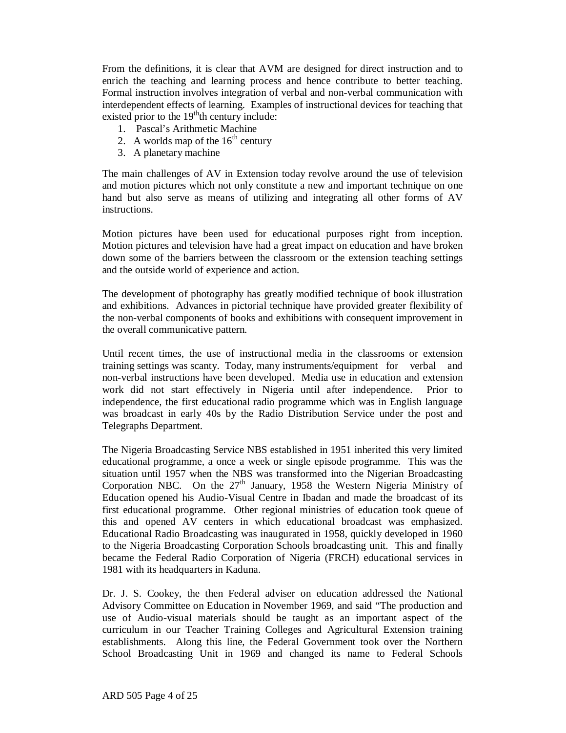From the definitions, it is clear that AVM are designed for direct instruction and to enrich the teaching and learning process and hence contribute to better teaching. Formal instruction involves integration of verbal and non-verbal communication with interdependent effects of learning. Examples of instructional devices for teaching that existed prior to the 19[th]th century include:

1. Pascal's Arithmetic Machine
2. A worlds map of the 16[th] century
3. A planetary machine

The main challenges of AV in Extension today revolve around the use of television and motion pictures which not only constitute a new and important technique on one hand but also serve as means of utilizing and integrating all other forms of AV instructions.

Motion pictures have been used for educational purposes right from inception. Motion pictures and television have had a great impact on education and have broken down some of the barriers between the classroom or the extension teaching settings and the outside world of experience and action.

The development of photography has greatly modified technique of book illustration and exhibitions. Advances in pictorial technique have provided greater flexibility of the non-verbal components of books and exhibitions with consequent improvement in the overall communicative pattern.

Until recent times, the use of instructional media in the classrooms or extension training settings was scanty. Today, many instruments/equipment for verbal and non-verbal instructions have been developed. Media use in education and extension work did not start effectively in Nigeria until after independence. Prior to independence, the first educational radio programme which was in English language was broadcast in early 40s by the Radio Distribution Service under the post and Telegraphs Department.

The Nigeria Broadcasting Service NBS established in 1951 inherited this very limited educational programme, a once a week or single episode programme. This was the situation until 1957 when the NBS was transformed into the Nigerian Broadcasting Corporation NBC. On the 27[th] January, 1958 the Western Nigeria Ministry of Education opened his Audio-Visual Centre in Ibadan and made the broadcast of its first educational programme. Other regional ministries of education took queue of this and opened AV centers in which educational broadcast was emphasized. Educational Radio Broadcasting was inaugurated in 1958, quickly developed in 1960 to the Nigeria Broadcasting Corporation Schools broadcasting unit. This and finally became the Federal Radio Corporation of Nigeria (FRCH) educational services in 1981 with its headquarters in Kaduna.

Dr. J. S. Cookey, the then Federal adviser on education addressed the National Advisory Committee on Education in November 1969, and said "The production and use of Audio-visual materials should be taught as an important aspect of the curriculum in our Teacher Training Colleges and Agricultural Extension training establishments. Along this line, the Federal Government took over the Northern School Broadcasting Unit in 1969 and changed its name to Federal Schools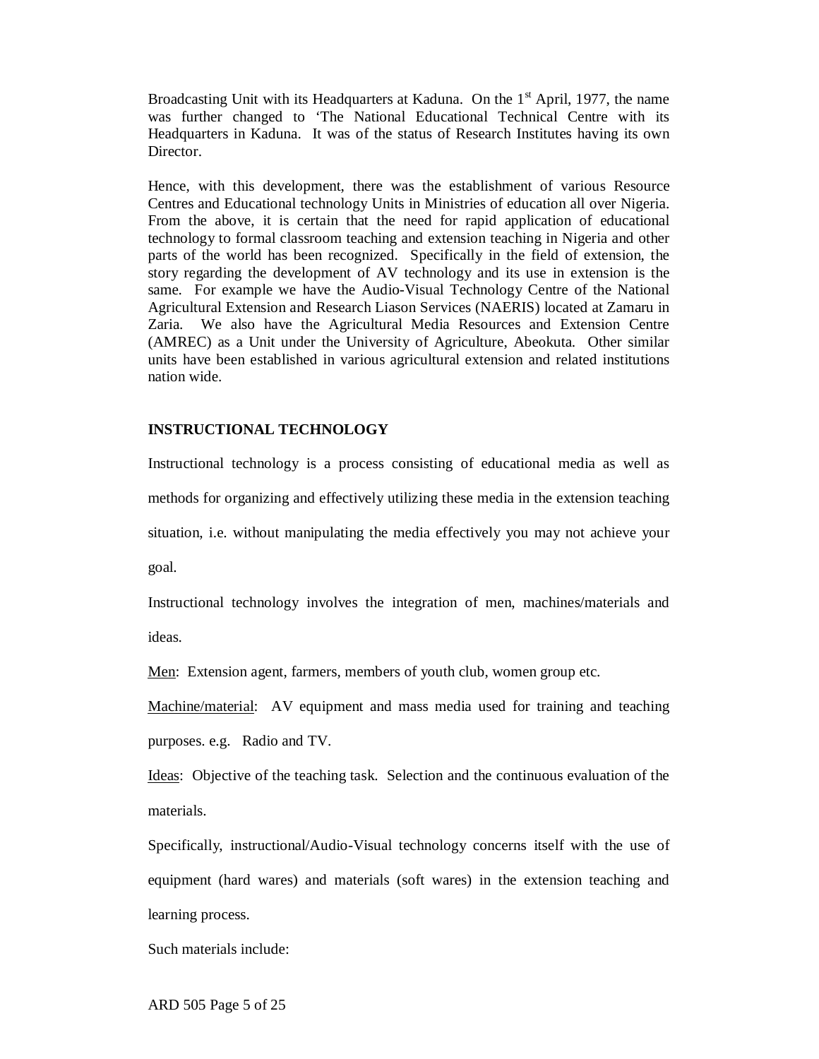Broadcasting Unit with its Headquarters at Kaduna. On the 1st April, 1977, the name was further changed to 'The National Educational Technical Centre with its Headquarters in Kaduna. It was of the status of Research Institutes having its own Director.

Hence, with this development, there was the establishment of various Resource Centres and Educational technology Units in Ministries of education all over Nigeria. From the above, it is certain that the need for rapid application of educational technology to formal classroom teaching and extension teaching in Nigeria and other parts of the world has been recognized. Specifically in the field of extension, the story regarding the development of AV technology and its use in extension is the same. For example we have the Audio-Visual Technology Centre of the National Agricultural Extension and Research Liason Services (NAERIS) located at Zamaru in Zaria. We also have the Agricultural Media Resources and Extension Centre (AMREC) as a Unit under the University of Agriculture, Abeokuta. Other similar units have been established in various agricultural extension and related institutions nation wide.

## INSTRUCTIONAL TECHNOLOGY

Instructional technology is a process consisting of educational media as well as methods for organizing and effectively utilizing these media in the extension teaching situation, i.e. without manipulating the media effectively you may not achieve your goal.

Instructional technology involves the integration of men, machines/materials and ideas.

Men: Extension agent, farmers, members of youth club, women group etc.

Machine/material: AV equipment and mass media used for training and teaching purposes. e.g. Radio and TV.

Ideas: Objective of the teaching task. Selection and the continuous evaluation of the materials.

Specifically, instructional/Audio-Visual technology concerns itself with the use of equipment (hard wares) and materials (soft wares) in the extension teaching and learning process.

Such materials include: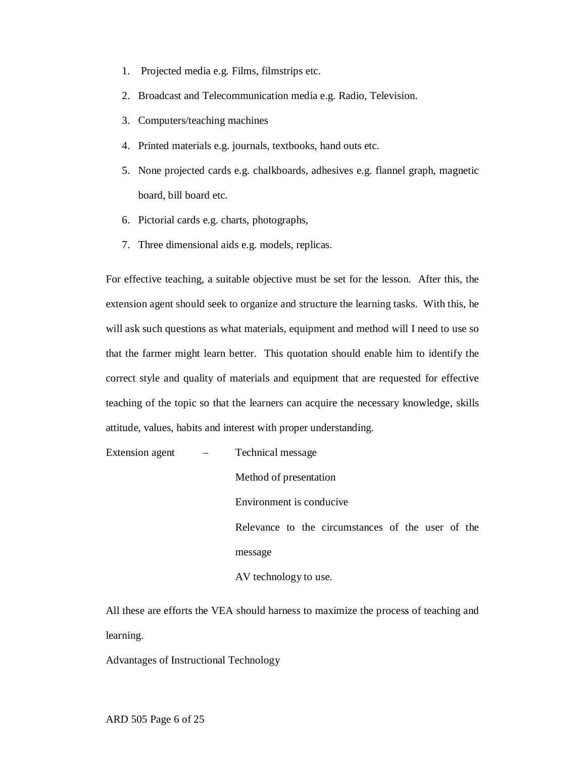1. Projected media e.g. Films, filmstrips etc.
2. Broadcast and Telecommunication media e.g. Radio, Television.
3. Computers/teaching machines
4. Printed materials e.g. journals, textbooks, hand outs etc.
5. None projected cards e.g. chalkboards, adhesives e.g. flannel graph, magnetic board, bill board etc.
6. Pictorial cards e.g. charts, photographs,
7. Three dimensional aids e.g. models, replicas.

For effective teaching, a suitable objective must be set for the lesson. After this, the extension agent should seek to organize and structure the learning tasks. With this, he will ask such questions as what materials, equipment and method will I need to use so that the farmer might learn better. This quotation should enable him to identify the correct style and quality of materials and equipment that are requested for effective teaching of the topic so that the learners can acquire the necessary knowledge, skills attitude, values, habits and interest with proper understanding.

Extension agent – Technical message
- Method of presentation
- Environment is conducive
- Relevance to the circumstances of the user of the message
- AV technology to use.

All these are efforts the VEA should harness to maximize the process of teaching and learning.

Advantages of Instructional Technology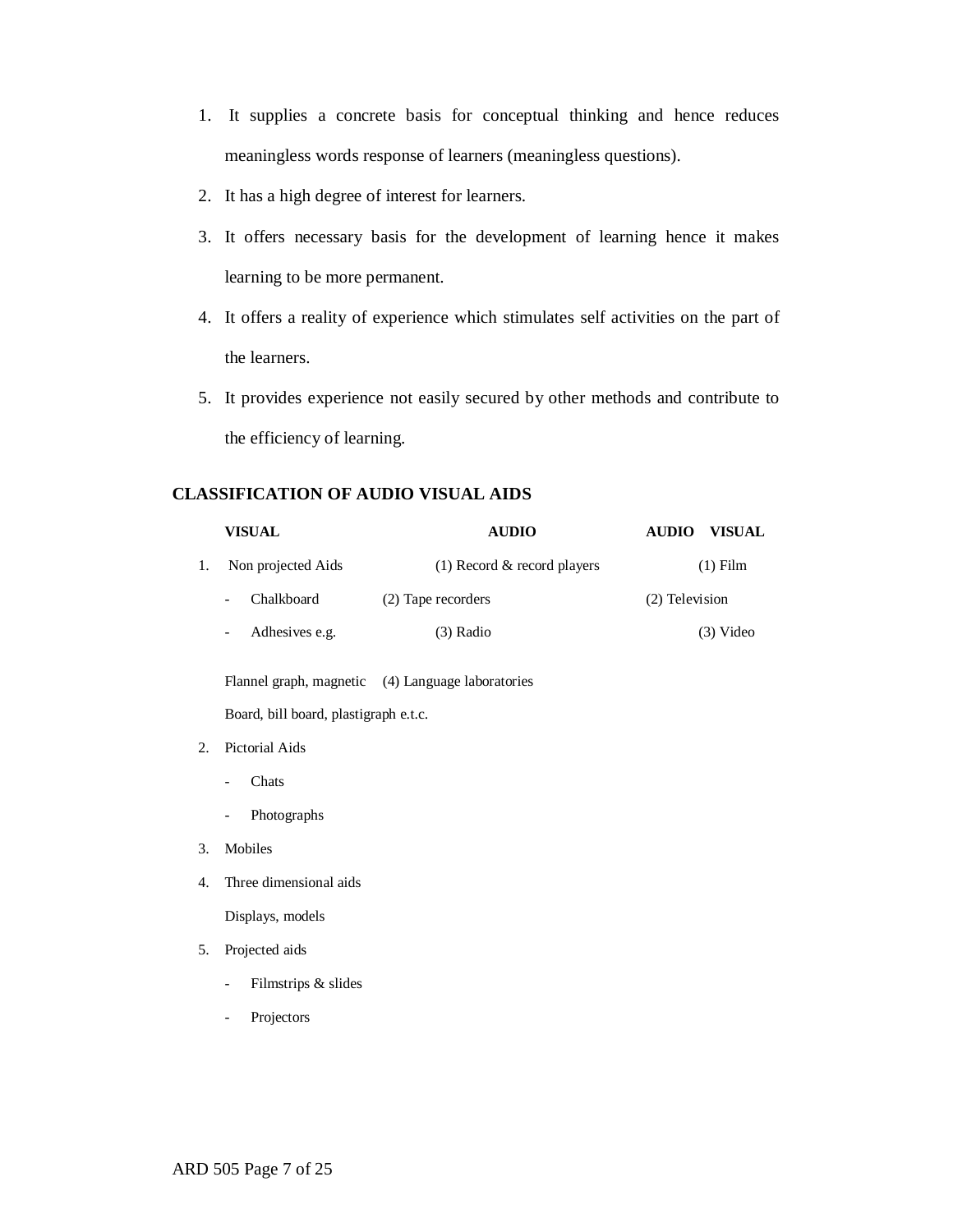1. It supplies a concrete basis for conceptual thinking and hence reduces meaningless words response of learners (meaningless questions).
2. It has a high degree of interest for learners.
3. It offers necessary basis for the development of learning hence it makes learning to be more permanent.
4. It offers a reality of experience which stimulates self activities on the part of the learners.
5. It provides experience not easily secured by other methods and contribute to the efficiency of learning.

## CLASSIFICATION OF AUDIO VISUAL AIDS

| VISUAL | AUDIO | AUDIO VISUAL |
|---|---|---|
| 1. Non projected Aids | (1) Record & record players | (1) Film |
| - Chalkboard | (2) Tape recorders | (2) Television |
| - Adhesives e.g. Flannel graph, magnetic Board, bill board, plastigraph e.t.c. | (3) Radio | (3) Video |
| | (4) Language laboratories | |
| 2. Pictorial Aids | | |
| - Chats | | |
| - Photographs | | |
| 3. Mobiles | | |
| 4. Three dimensional aids Displays, models | | |
| 5. Projected aids | | |
| - Filmstrips & slides | | |
| - Projectors | | |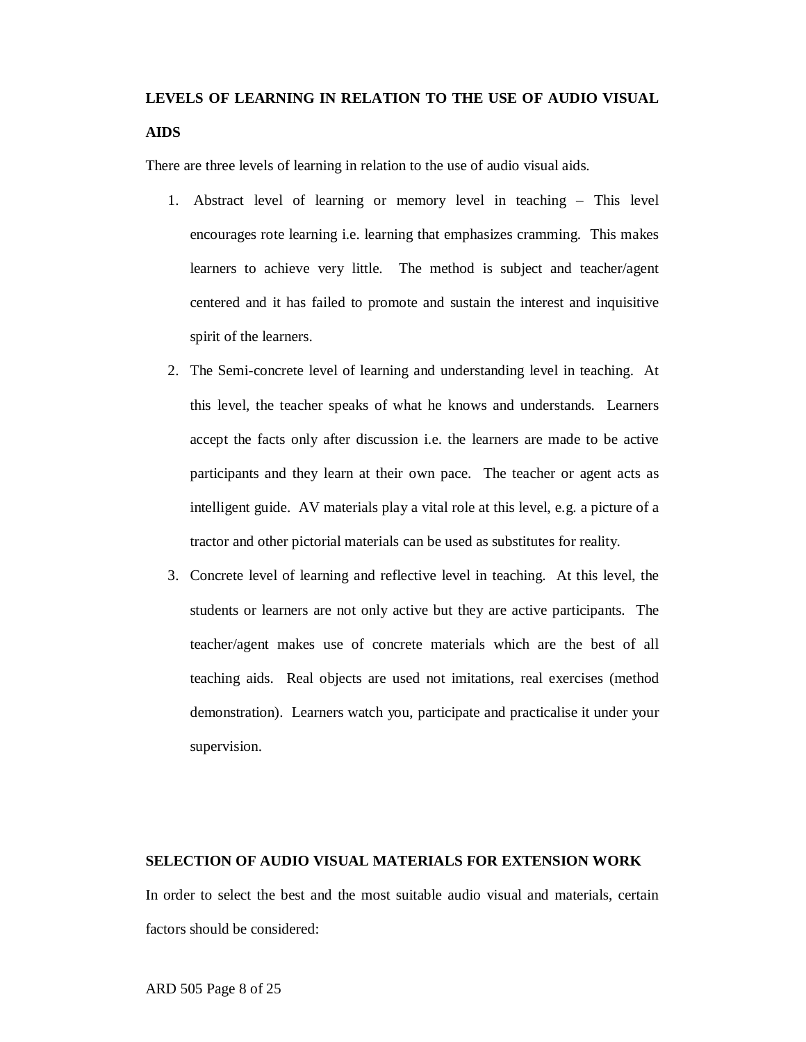**LEVELS OF LEARNING IN RELATION TO THE USE OF AUDIO VISUAL AIDS**

There are three levels of learning in relation to the use of audio visual aids.

1. Abstract level of learning or memory level in teaching – This level encourages rote learning i.e. learning that emphasizes cramming. This makes learners to achieve very little. The method is subject and teacher/agent centered and it has failed to promote and sustain the interest and inquisitive spirit of the learners.
2. The Semi-concrete level of learning and understanding level in teaching. At this level, the teacher speaks of what he knows and understands. Learners accept the facts only after discussion i.e. the learners are made to be active participants and they learn at their own pace. The teacher or agent acts as intelligent guide. AV materials play a vital role at this level, e.g. a picture of a tractor and other pictorial materials can be used as substitutes for reality.
3. Concrete level of learning and reflective level in teaching. At this level, the students or learners are not only active but they are active participants. The teacher/agent makes use of concrete materials which are the best of all teaching aids. Real objects are used not imitations, real exercises (method demonstration). Learners watch you, participate and practicalise it under your supervision.

**SELECTION OF AUDIO VISUAL MATERIALS FOR EXTENSION WORK**

In order to select the best and the most suitable audio visual and materials, certain factors should be considered: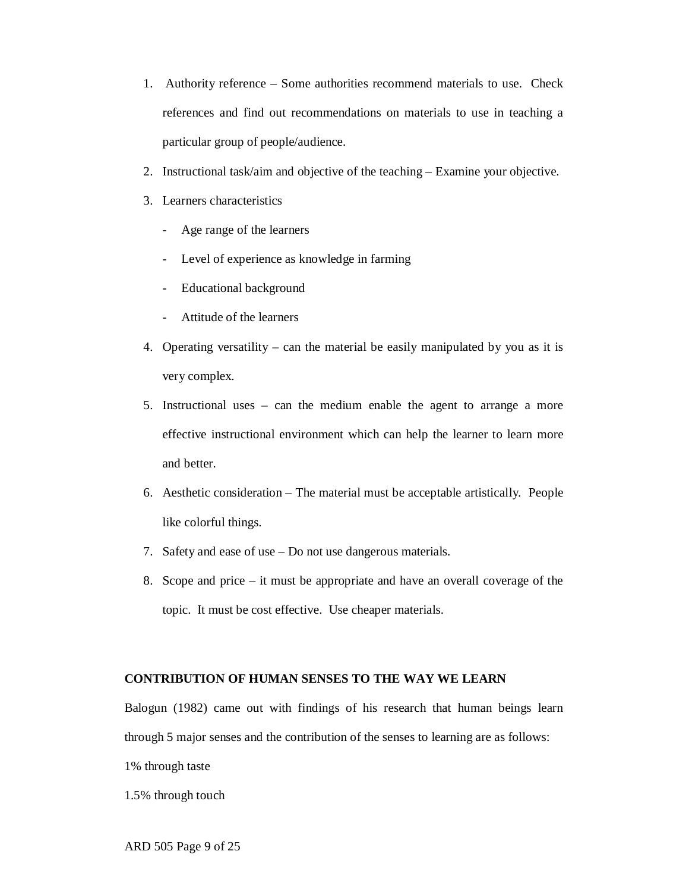1. Authority reference – Some authorities recommend materials to use. Check references and find out recommendations on materials to use in teaching a particular group of people/audience.
2. Instructional task/aim and objective of the teaching – Examine your objective.
3. Learners characteristics
   - Age range of the learners
   - Level of experience as knowledge in farming
   - Educational background
   - Attitude of the learners
4. Operating versatility – can the material be easily manipulated by you as it is very complex.
5. Instructional uses – can the medium enable the agent to arrange a more effective instructional environment which can help the learner to learn more and better.
6. Aesthetic consideration – The material must be acceptable artistically. People like colorful things.
7. Safety and ease of use – Do not use dangerous materials.
8. Scope and price – it must be appropriate and have an overall coverage of the topic. It must be cost effective. Use cheaper materials.

**CONTRIBUTION OF HUMAN SENSES TO THE WAY WE LEARN**

Balogun (1982) came out with findings of his research that human beings learn through 5 major senses and the contribution of the senses to learning are as follows:

1% through taste

1.5% through touch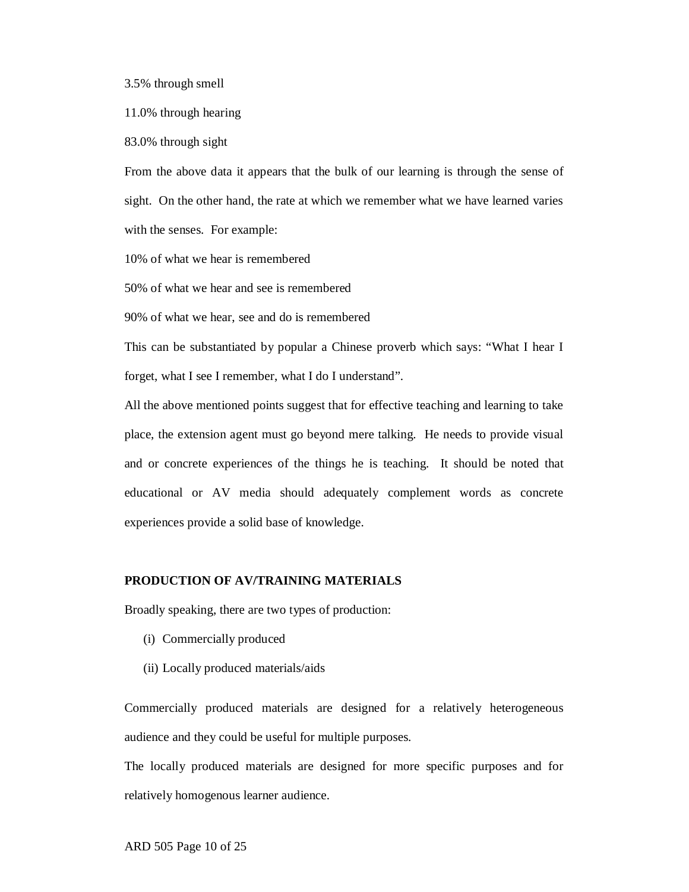3.5% through smell

11.0% through hearing

83.0% through sight

From the above data it appears that the bulk of our learning is through the sense of sight. On the other hand, the rate at which we remember what we have learned varies with the senses. For example:

10% of what we hear is remembered

50% of what we hear and see is remembered

90% of what we hear, see and do is remembered

This can be substantiated by popular a Chinese proverb which says: "What I hear I forget, what I see I remember, what I do I understand".

All the above mentioned points suggest that for effective teaching and learning to take place, the extension agent must go beyond mere talking. He needs to provide visual and or concrete experiences of the things he is teaching. It should be noted that educational or AV media should adequately complement words as concrete experiences provide a solid base of knowledge.

**PRODUCTION OF AV/TRAINING MATERIALS**

Broadly speaking, there are two types of production:

(i) Commercially produced

(ii) Locally produced materials/aids

Commercially produced materials are designed for a relatively heterogeneous audience and they could be useful for multiple purposes.

The locally produced materials are designed for more specific purposes and for relatively homogenous learner audience.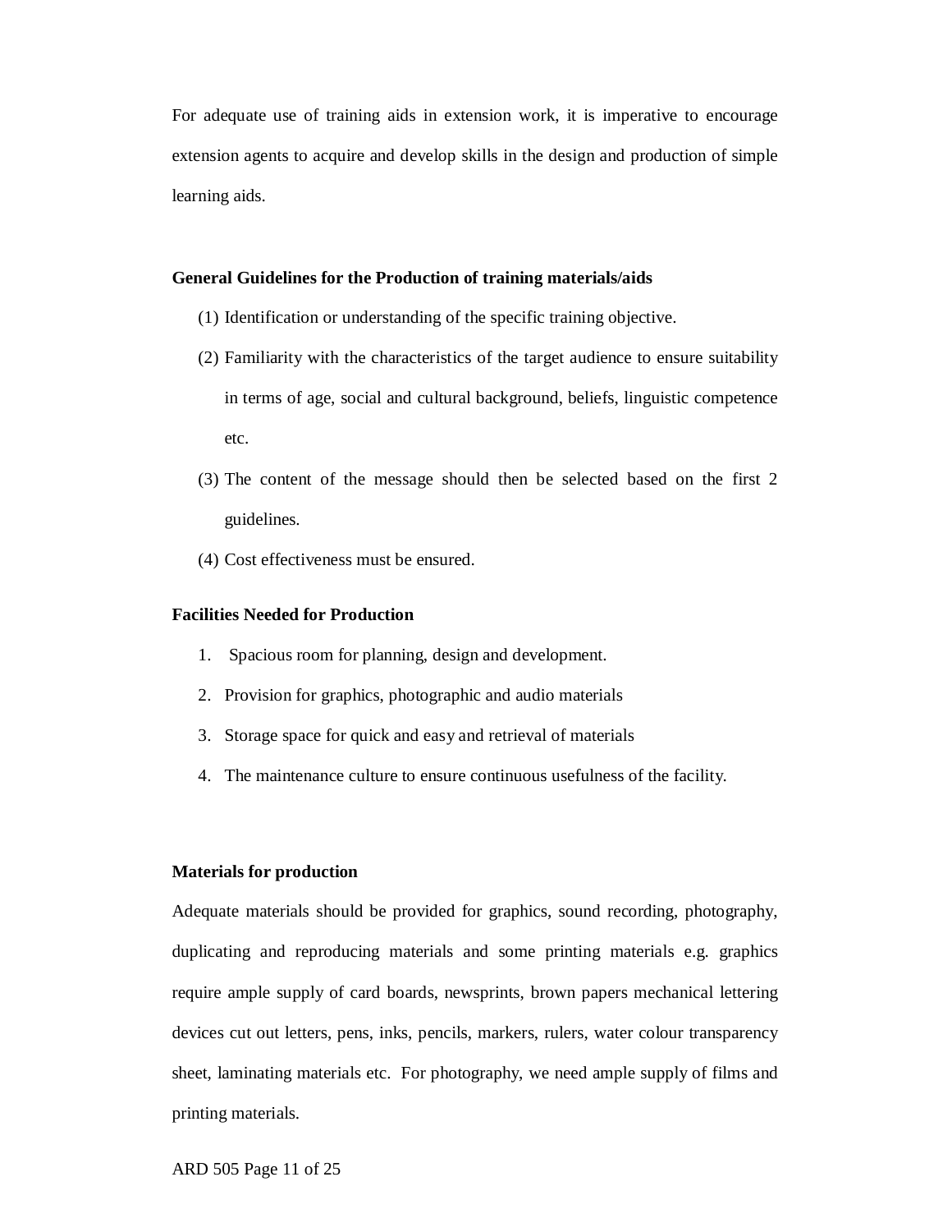For adequate use of training aids in extension work, it is imperative to encourage extension agents to acquire and develop skills in the design and production of simple learning aids.

**General Guidelines for the Production of training materials/aids**

(1) Identification or understanding of the specific training objective.

(2) Familiarity with the characteristics of the target audience to ensure suitability in terms of age, social and cultural background, beliefs, linguistic competence etc.

(3) The content of the message should then be selected based on the first 2 guidelines.

(4) Cost effectiveness must be ensured.

**Facilities Needed for Production**

1. Spacious room for planning, design and development.
2. Provision for graphics, photographic and audio materials
3. Storage space for quick and easy and retrieval of materials
4. The maintenance culture to ensure continuous usefulness of the facility.

**Materials for production**

Adequate materials should be provided for graphics, sound recording, photography, duplicating and reproducing materials and some printing materials e.g. graphics require ample supply of card boards, newsprints, brown papers mechanical lettering devices cut out letters, pens, inks, pencils, markers, rulers, water colour transparency sheet, laminating materials etc. For photography, we need ample supply of films and printing materials.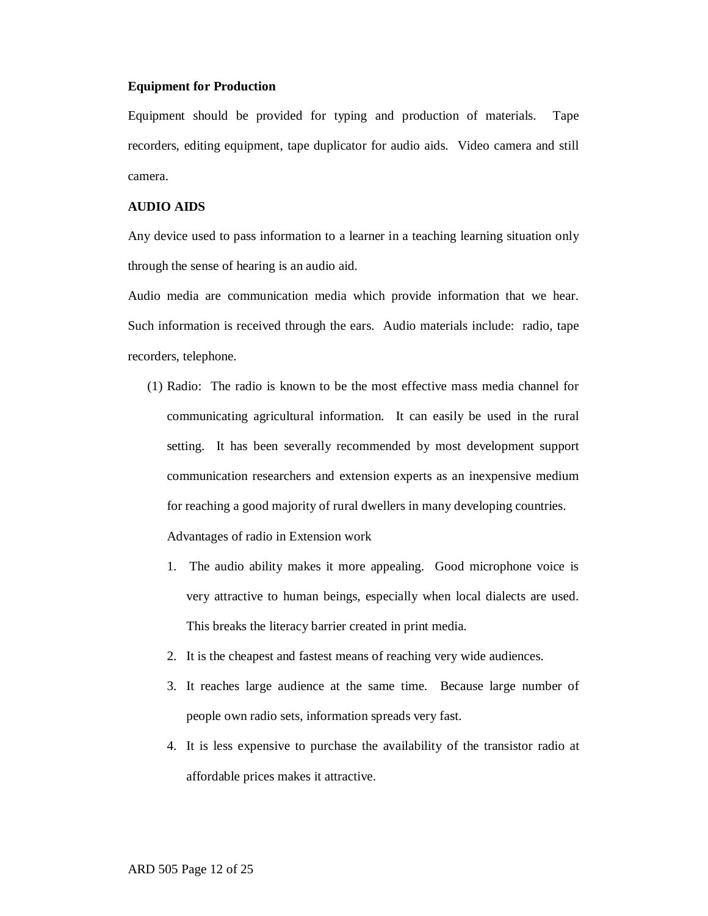**Equipment for Production**

Equipment should be provided for typing and production of materials. Tape recorders, editing equipment, tape duplicator for audio aids. Video camera and still camera.

**AUDIO AIDS**

Any device used to pass information to a learner in a teaching learning situation only through the sense of hearing is an audio aid.

Audio media are communication media which provide information that we hear. Such information is received through the ears. Audio materials include: radio, tape recorders, telephone.

(1) Radio: The radio is known to be the most effective mass media channel for communicating agricultural information. It can easily be used in the rural setting. It has been severally recommended by most development support communication researchers and extension experts as an inexpensive medium for reaching a good majority of rural dwellers in many developing countries.

Advantages of radio in Extension work

1. The audio ability makes it more appealing. Good microphone voice is very attractive to human beings, especially when local dialects are used. This breaks the literacy barrier created in print media.
2. It is the cheapest and fastest means of reaching very wide audiences.
3. It reaches large audience at the same time. Because large number of people own radio sets, information spreads very fast.
4. It is less expensive to purchase the availability of the transistor radio at affordable prices makes it attractive.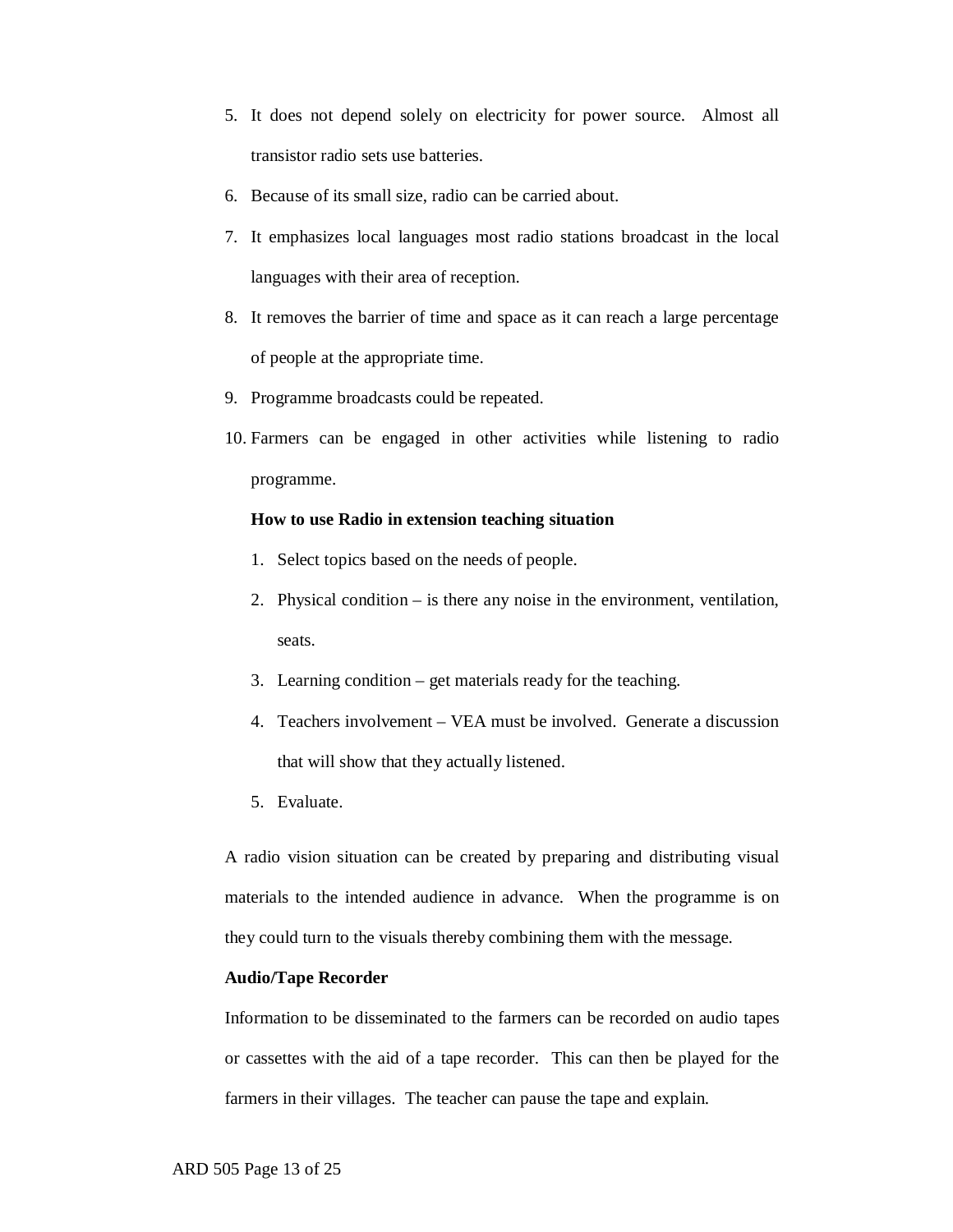5. It does not depend solely on electricity for power source. Almost all transistor radio sets use batteries.
6. Because of its small size, radio can be carried about.
7. It emphasizes local languages most radio stations broadcast in the local languages with their area of reception.
8. It removes the barrier of time and space as it can reach a large percentage of people at the appropriate time.
9. Programme broadcasts could be repeated.
10. Farmers can be engaged in other activities while listening to radio programme.

**How to use Radio in extension teaching situation**

1. Select topics based on the needs of people.
2. Physical condition – is there any noise in the environment, ventilation, seats.
3. Learning condition – get materials ready for the teaching.
4. Teachers involvement – VEA must be involved. Generate a discussion that will show that they actually listened.
5. Evaluate.

A radio vision situation can be created by preparing and distributing visual materials to the intended audience in advance. When the programme is on they could turn to the visuals thereby combining them with the message.

**Audio/Tape Recorder**

Information to be disseminated to the farmers can be recorded on audio tapes or cassettes with the aid of a tape recorder. This can then be played for the farmers in their villages. The teacher can pause the tape and explain.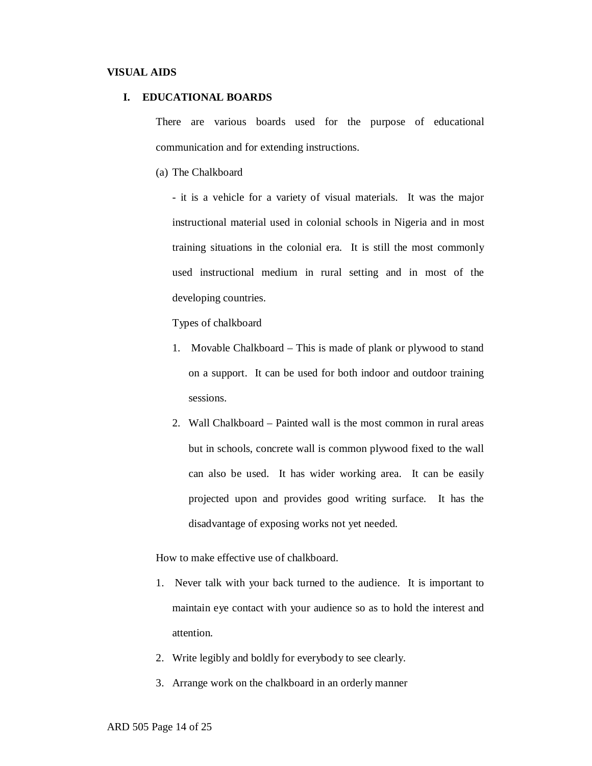**VISUAL AIDS**

**I. EDUCATIONAL BOARDS**

There are various boards used for the purpose of educational communication and for extending instructions.

(a) The Chalkboard

- it is a vehicle for a variety of visual materials. It was the major instructional material used in colonial schools in Nigeria and in most training situations in the colonial era. It is still the most commonly used instructional medium in rural setting and in most of the developing countries.

Types of chalkboard

1. Movable Chalkboard – This is made of plank or plywood to stand on a support. It can be used for both indoor and outdoor training sessions.
2. Wall Chalkboard – Painted wall is the most common in rural areas but in schools, concrete wall is common plywood fixed to the wall can also be used. It has wider working area. It can be easily projected upon and provides good writing surface. It has the disadvantage of exposing works not yet needed.

How to make effective use of chalkboard.

1. Never talk with your back turned to the audience. It is important to maintain eye contact with your audience so as to hold the interest and attention.
2. Write legibly and boldly for everybody to see clearly.
3. Arrange work on the chalkboard in an orderly manner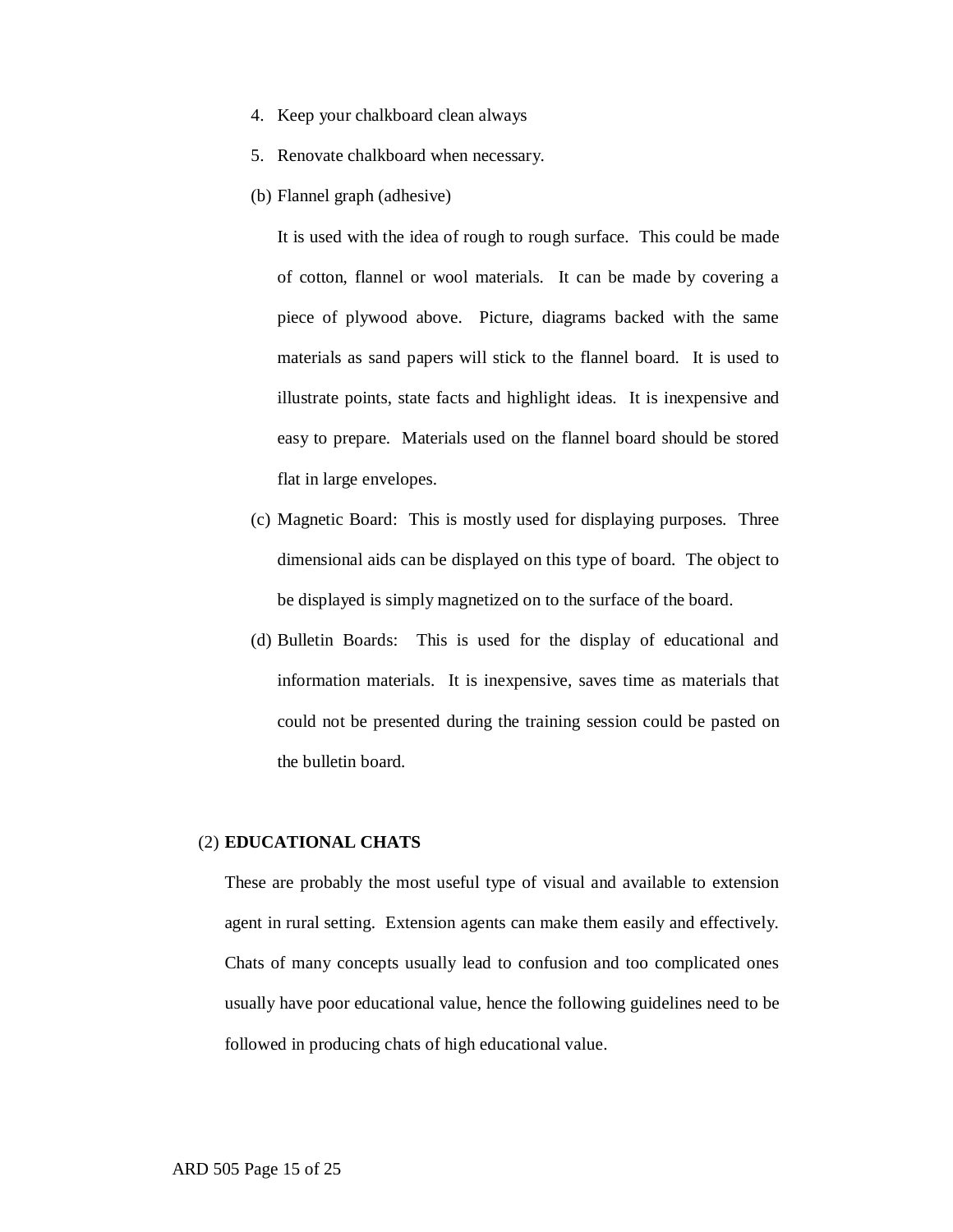4. Keep your chalkboard clean always
5. Renovate chalkboard when necessary.

(b) Flannel graph (adhesive)

It is used with the idea of rough to rough surface. This could be made of cotton, flannel or wool materials. It can be made by covering a piece of plywood above. Picture, diagrams backed with the same materials as sand papers will stick to the flannel board. It is used to illustrate points, state facts and highlight ideas. It is inexpensive and easy to prepare. Materials used on the flannel board should be stored flat in large envelopes.

(c) Magnetic Board: This is mostly used for displaying purposes. Three dimensional aids can be displayed on this type of board. The object to be displayed is simply magnetized on to the surface of the board.

(d) Bulletin Boards: This is used for the display of educational and information materials. It is inexpensive, saves time as materials that could not be presented during the training session could be pasted on the bulletin board.

(2) **EDUCATIONAL CHATS**

These are probably the most useful type of visual and available to extension agent in rural setting. Extension agents can make them easily and effectively. Chats of many concepts usually lead to confusion and too complicated ones usually have poor educational value, hence the following guidelines need to be followed in producing chats of high educational value.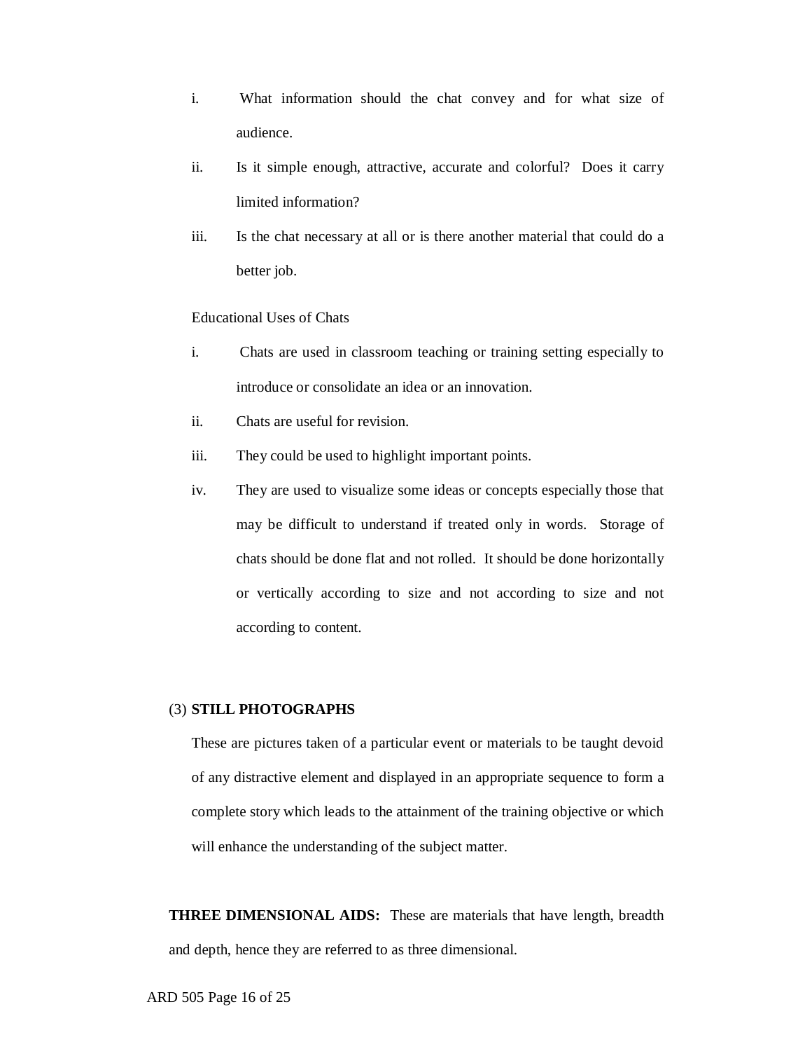i. What information should the chat convey and for what size of audience.

ii. Is it simple enough, attractive, accurate and colorful? Does it carry limited information?

iii. Is the chat necessary at all or is there another material that could do a better job.

Educational Uses of Chats

i. Chats are used in classroom teaching or training setting especially to introduce or consolidate an idea or an innovation.

ii. Chats are useful for revision.

iii. They could be used to highlight important points.

iv. They are used to visualize some ideas or concepts especially those that may be difficult to understand if treated only in words. Storage of chats should be done flat and not rolled. It should be done horizontally or vertically according to size and not according to size and not according to content.

(3) **STILL PHOTOGRAPHS**

These are pictures taken of a particular event or materials to be taught devoid of any distractive element and displayed in an appropriate sequence to form a complete story which leads to the attainment of the training objective or which will enhance the understanding of the subject matter.

**THREE DIMENSIONAL AIDS:** These are materials that have length, breadth and depth, hence they are referred to as three dimensional.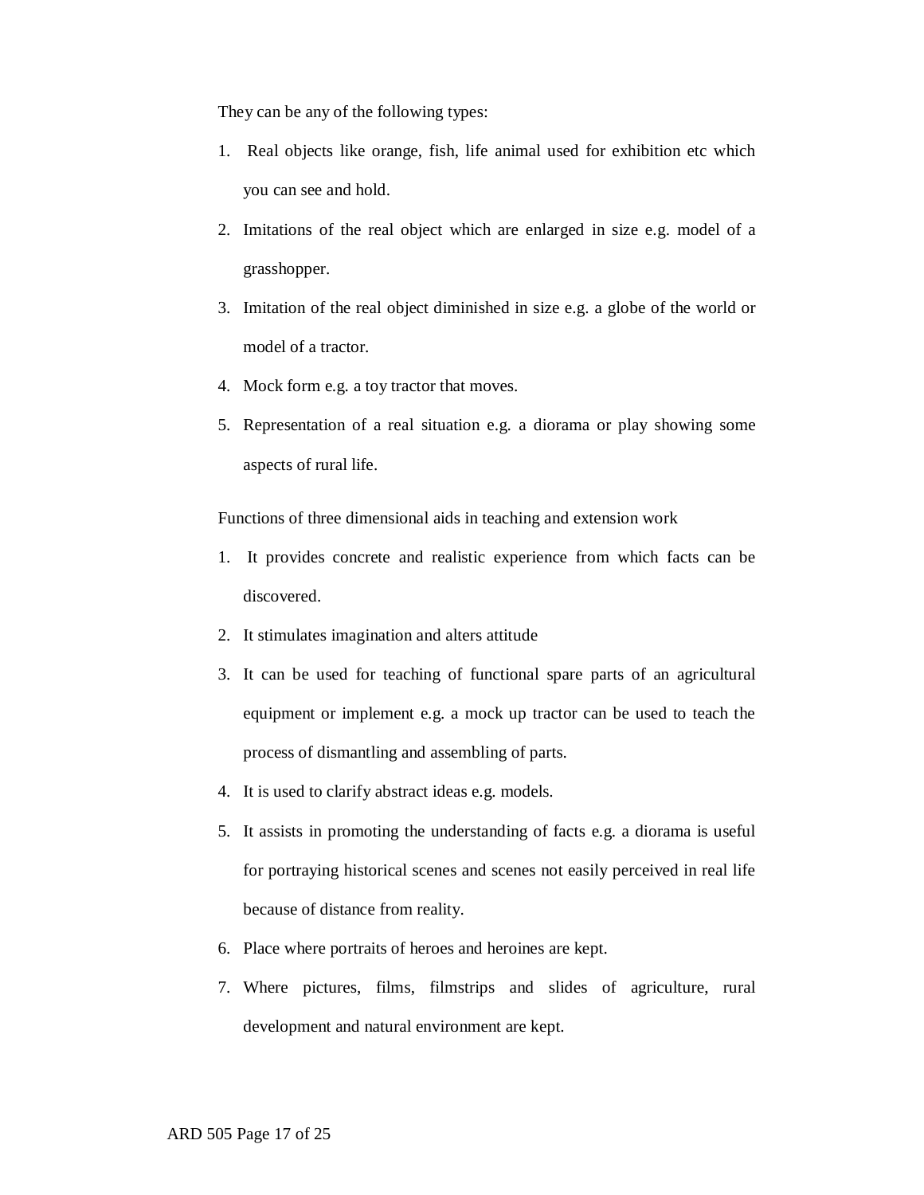They can be any of the following types:

1. Real objects like orange, fish, life animal used for exhibition etc which you can see and hold.
2. Imitations of the real object which are enlarged in size e.g. model of a grasshopper.
3. Imitation of the real object diminished in size e.g. a globe of the world or model of a tractor.
4. Mock form e.g. a toy tractor that moves.
5. Representation of a real situation e.g. a diorama or play showing some aspects of rural life.

Functions of three dimensional aids in teaching and extension work

1. It provides concrete and realistic experience from which facts can be discovered.
2. It stimulates imagination and alters attitude
3. It can be used for teaching of functional spare parts of an agricultural equipment or implement e.g. a mock up tractor can be used to teach the process of dismantling and assembling of parts.
4. It is used to clarify abstract ideas e.g. models.
5. It assists in promoting the understanding of facts e.g. a diorama is useful for portraying historical scenes and scenes not easily perceived in real life because of distance from reality.
6. Place where portraits of heroes and heroines are kept.
7. Where pictures, films, filmstrips and slides of agriculture, rural development and natural environment are kept.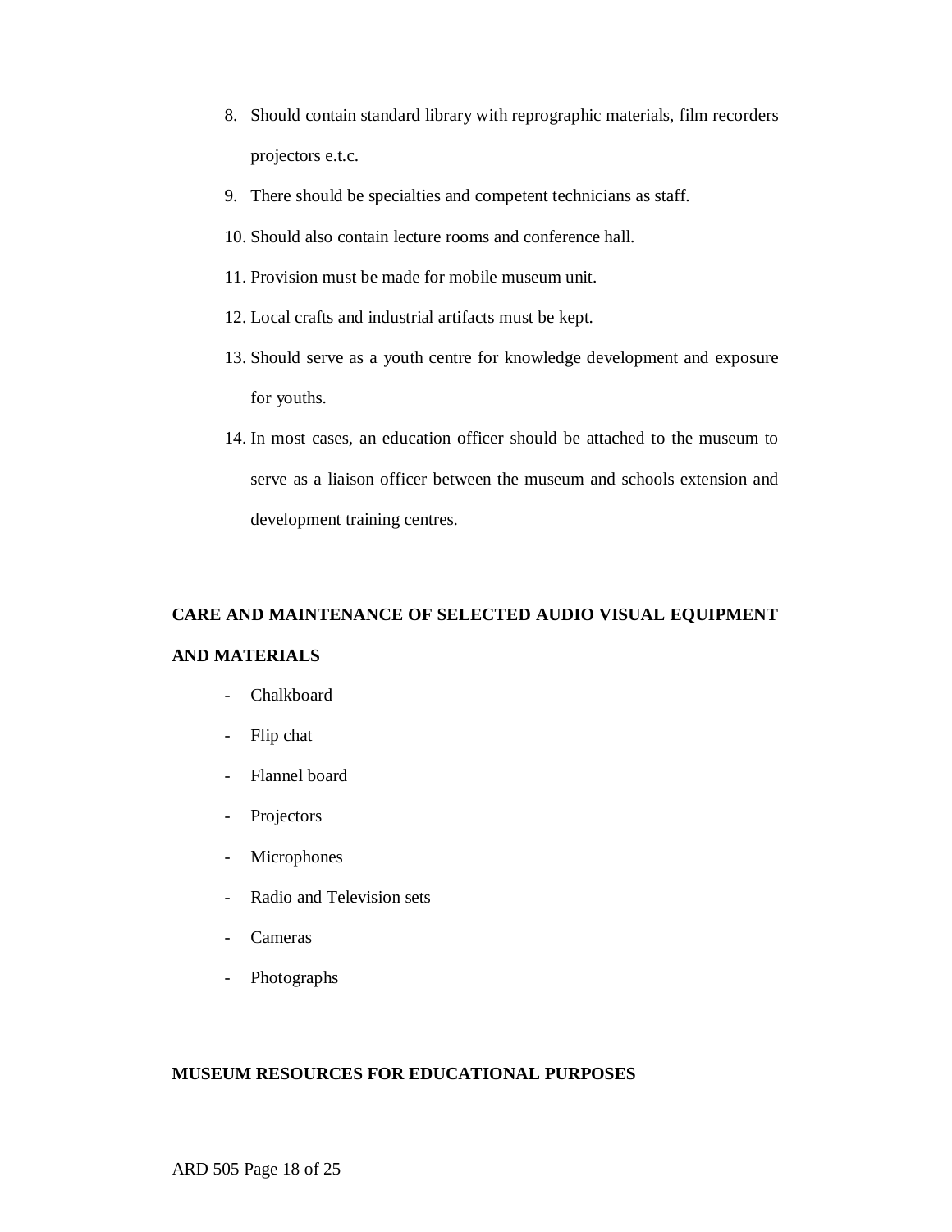8. Should contain standard library with reprographic materials, film recorders projectors e.t.c.
9. There should be specialties and competent technicians as staff.
10. Should also contain lecture rooms and conference hall.
11. Provision must be made for mobile museum unit.
12. Local crafts and industrial artifacts must be kept.
13. Should serve as a youth centre for knowledge development and exposure for youths.
14. In most cases, an education officer should be attached to the museum to serve as a liaison officer between the museum and schools extension and development training centres.

**CARE AND MAINTENANCE OF SELECTED AUDIO VISUAL EQUIPMENT AND MATERIALS**

- Chalkboard
- Flip chat
- Flannel board
- Projectors
- Microphones
- Radio and Television sets
- Cameras
- Photographs

**MUSEUM RESOURCES FOR EDUCATIONAL PURPOSES**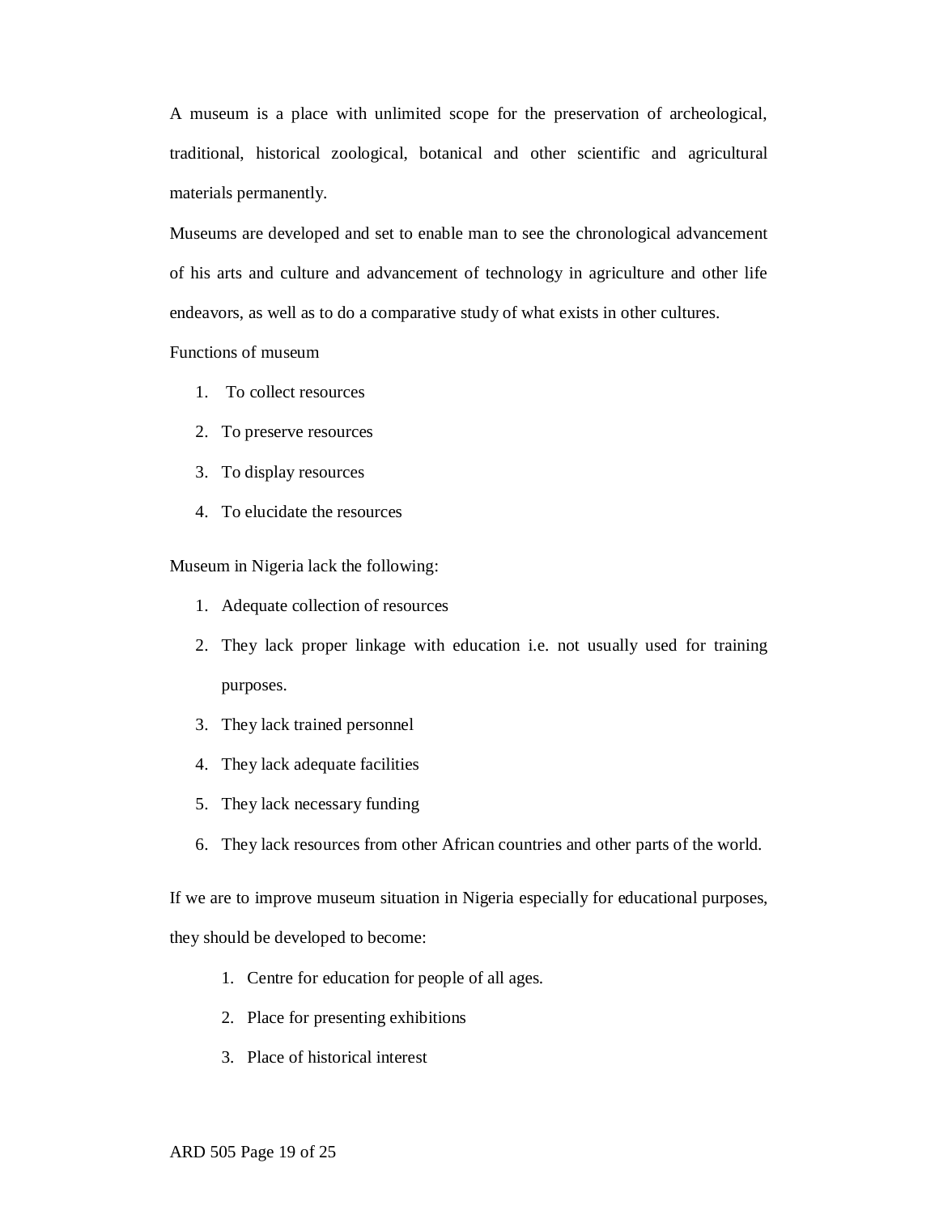A museum is a place with unlimited scope for the preservation of archeological, traditional, historical zoological, botanical and other scientific and agricultural materials permanently.

Museums are developed and set to enable man to see the chronological advancement of his arts and culture and advancement of technology in agriculture and other life endeavors, as well as to do a comparative study of what exists in other cultures.

Functions of museum

1. To collect resources
2. To preserve resources
3. To display resources
4. To elucidate the resources

Museum in Nigeria lack the following:

1. Adequate collection of resources
2. They lack proper linkage with education i.e. not usually used for training purposes.
3. They lack trained personnel
4. They lack adequate facilities
5. They lack necessary funding
6. They lack resources from other African countries and other parts of the world.

If we are to improve museum situation in Nigeria especially for educational purposes, they should be developed to become:

1. Centre for education for people of all ages.
2. Place for presenting exhibitions
3. Place of historical interest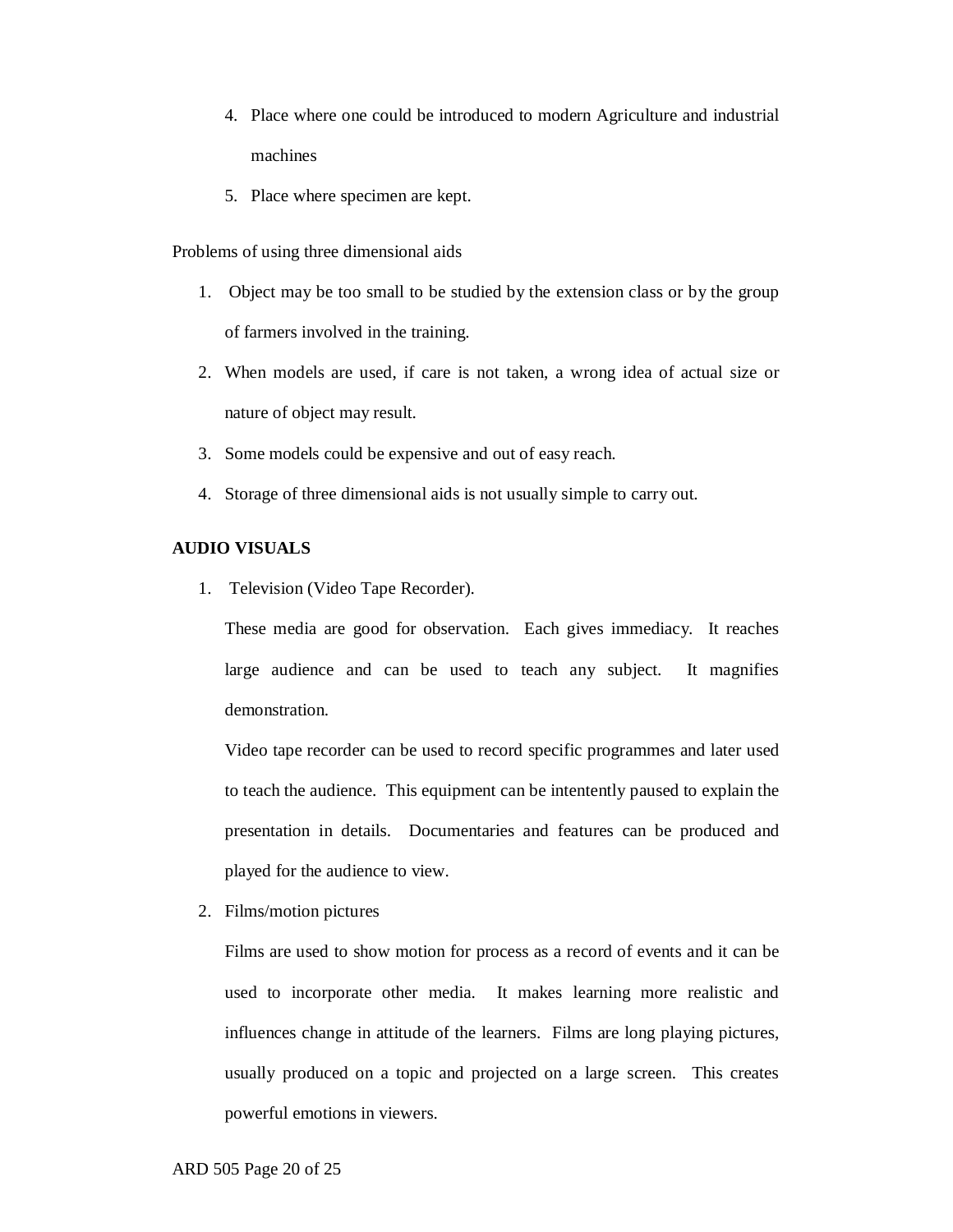4. Place where one could be introduced to modern Agriculture and industrial machines
5. Place where specimen are kept.

Problems of using three dimensional aids

1. Object may be too small to be studied by the extension class or by the group of farmers involved in the training.
2. When models are used, if care is not taken, a wrong idea of actual size or nature of object may result.
3. Some models could be expensive and out of easy reach.
4. Storage of three dimensional aids is not usually simple to carry out.

**AUDIO VISUALS**

1. Television (Video Tape Recorder).

   These media are good for observation. Each gives immediacy. It reaches large audience and can be used to teach any subject. It magnifies demonstration.

   Video tape recorder can be used to record specific programmes and later used to teach the audience. This equipment can be intentently paused to explain the presentation in details. Documentaries and features can be produced and played for the audience to view.

2. Films/motion pictures

   Films are used to show motion for process as a record of events and it can be used to incorporate other media. It makes learning more realistic and influences change in attitude of the learners. Films are long playing pictures, usually produced on a topic and projected on a large screen. This creates powerful emotions in viewers.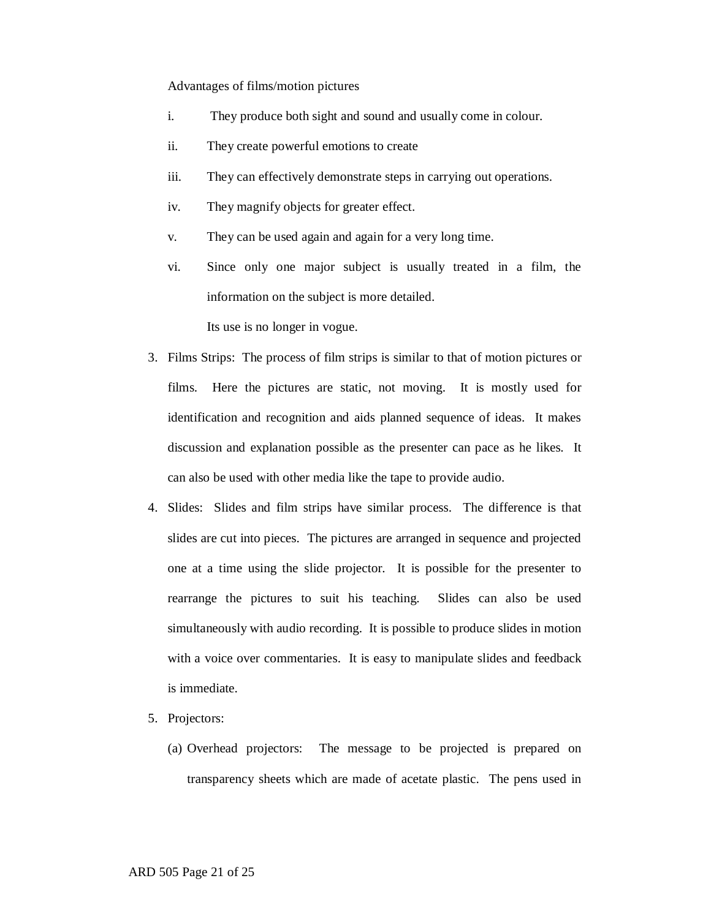Advantages of films/motion pictures

i. They produce both sight and sound and usually come in colour.

ii. They create powerful emotions to create

iii. They can effectively demonstrate steps in carrying out operations.

iv. They magnify objects for greater effect.

v. They can be used again and again for a very long time.

vi. Since only one major subject is usually treated in a film, the information on the subject is more detailed.

Its use is no longer in vogue.

3. Films Strips: The process of film strips is similar to that of motion pictures or films. Here the pictures are static, not moving. It is mostly used for identification and recognition and aids planned sequence of ideas. It makes discussion and explanation possible as the presenter can pace as he likes. It can also be used with other media like the tape to provide audio.

4. Slides: Slides and film strips have similar process. The difference is that slides are cut into pieces. The pictures are arranged in sequence and projected one at a time using the slide projector. It is possible for the presenter to rearrange the pictures to suit his teaching. Slides can also be used simultaneously with audio recording. It is possible to produce slides in motion with a voice over commentaries. It is easy to manipulate slides and feedback is immediate.

5. Projectors:

   (a) Overhead projectors: The message to be projected is prepared on transparency sheets which are made of acetate plastic. The pens used in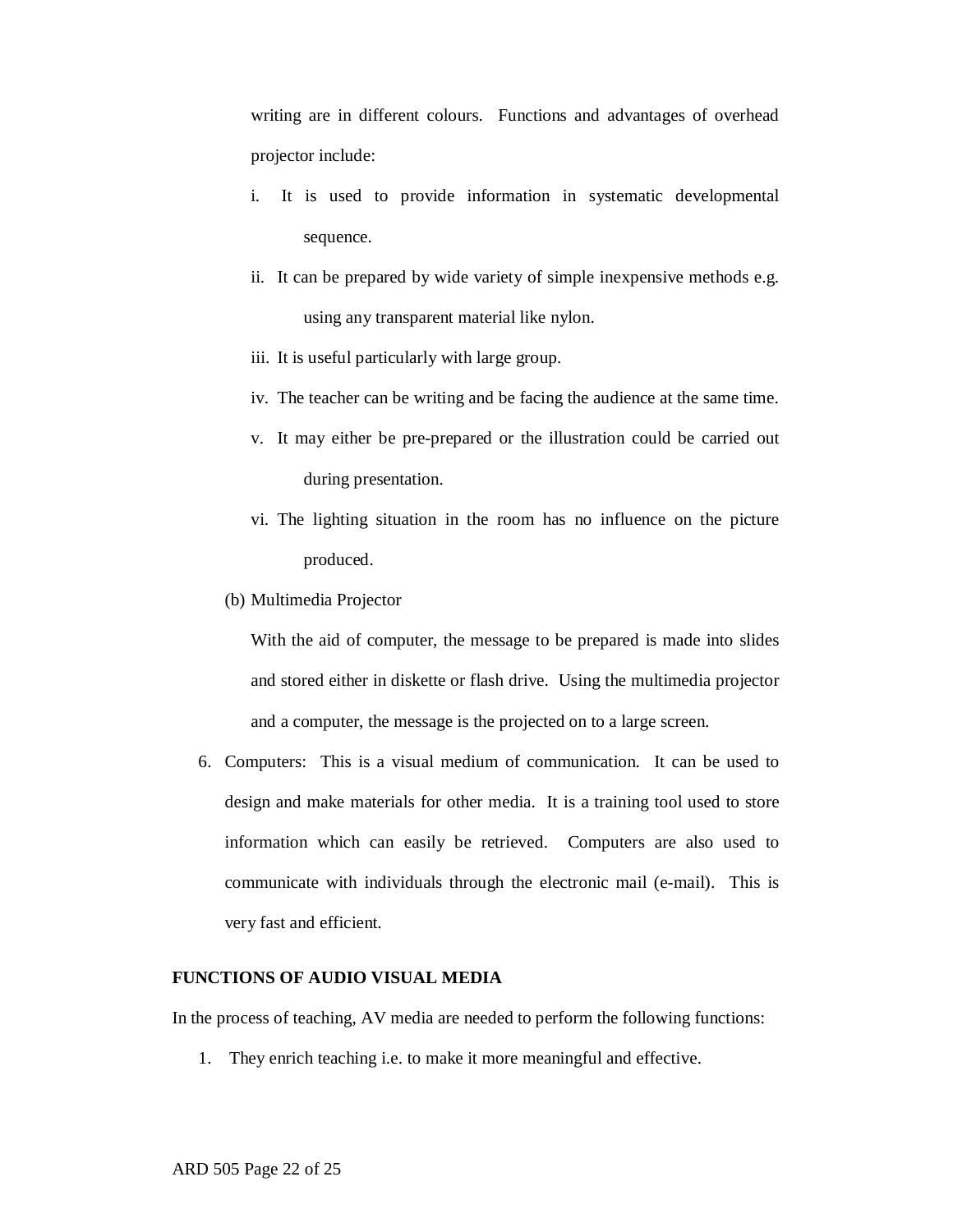writing are in different colours. Functions and advantages of overhead projector include:

i. It is used to provide information in systematic developmental sequence.

ii. It can be prepared by wide variety of simple inexpensive methods e.g. using any transparent material like nylon.

iii. It is useful particularly with large group.

iv. The teacher can be writing and be facing the audience at the same time.

v. It may either be pre-prepared or the illustration could be carried out during presentation.

vi. The lighting situation in the room has no influence on the picture produced.

(b) Multimedia Projector

With the aid of computer, the message to be prepared is made into slides and stored either in diskette or flash drive. Using the multimedia projector and a computer, the message is the projected on to a large screen.

6. Computers: This is a visual medium of communication. It can be used to design and make materials for other media. It is a training tool used to store information which can easily be retrieved. Computers are also used to communicate with individuals through the electronic mail (e-mail). This is very fast and efficient.

**FUNCTIONS OF AUDIO VISUAL MEDIA**

In the process of teaching, AV media are needed to perform the following functions:

1. They enrich teaching i.e. to make it more meaningful and effective.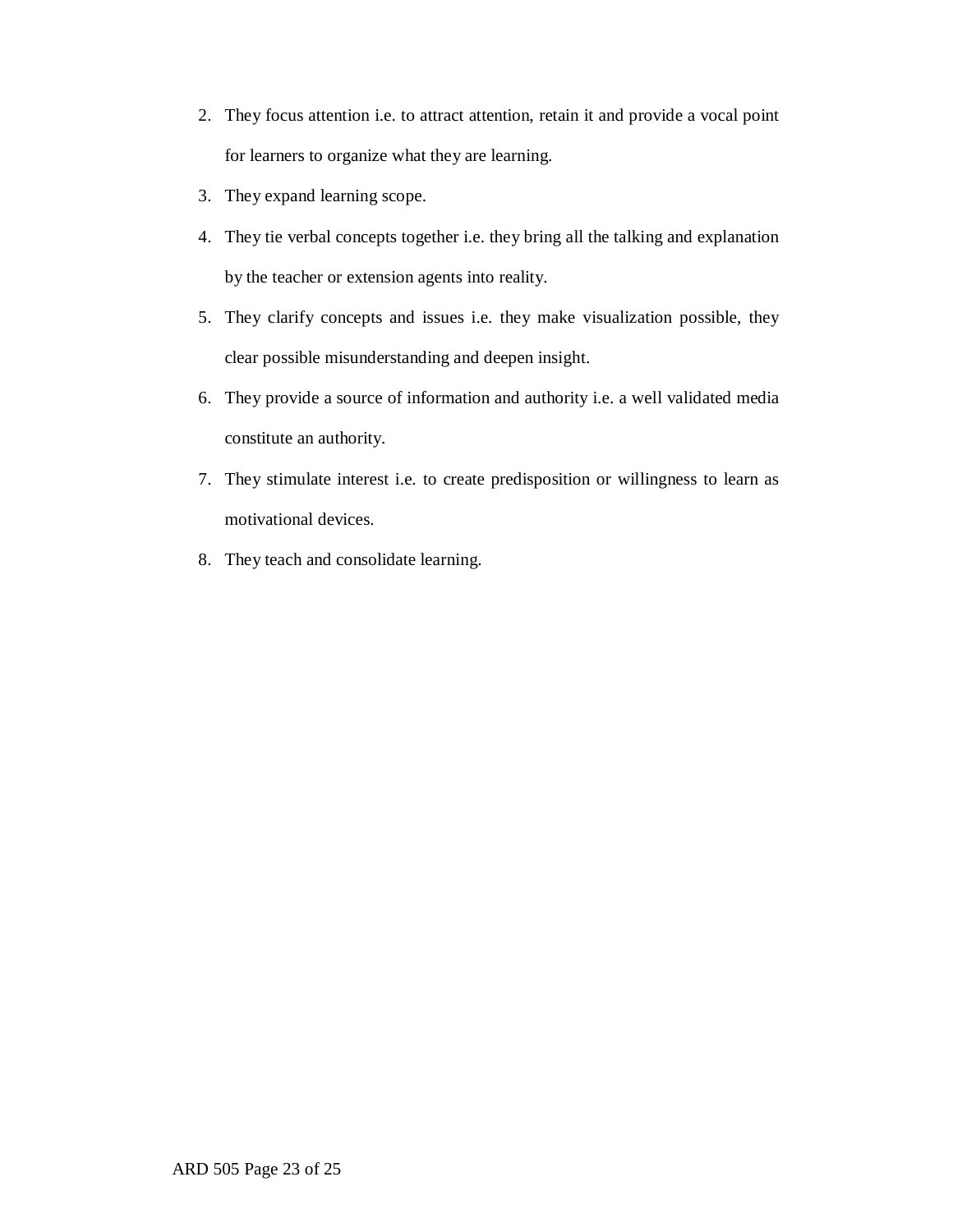2. They focus attention i.e. to attract attention, retain it and provide a vocal point for learners to organize what they are learning.
3. They expand learning scope.
4. They tie verbal concepts together i.e. they bring all the talking and explanation by the teacher or extension agents into reality.
5. They clarify concepts and issues i.e. they make visualization possible, they clear possible misunderstanding and deepen insight.
6. They provide a source of information and authority i.e. a well validated media constitute an authority.
7. They stimulate interest i.e. to create predisposition or willingness to learn as motivational devices.
8. They teach and consolidate learning.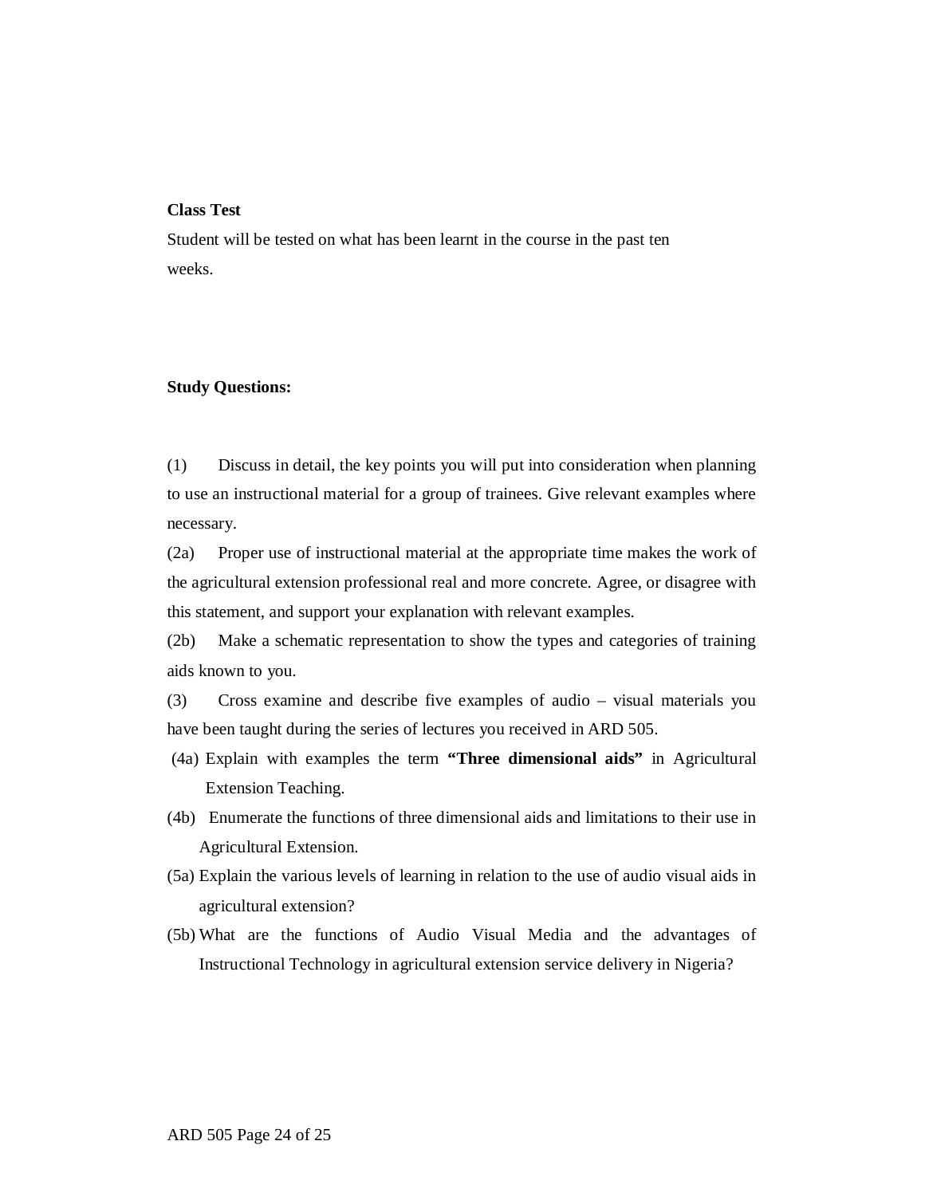**Class Test**

Student will be tested on what has been learnt in the course in the past ten weeks.

**Study Questions:**

(1) Discuss in detail, the key points you will put into consideration when planning to use an instructional material for a group of trainees. Give relevant examples where necessary.

(2a) Proper use of instructional material at the appropriate time makes the work of the agricultural extension professional real and more concrete. Agree, or disagree with this statement, and support your explanation with relevant examples.

(2b) Make a schematic representation to show the types and categories of training aids known to you.

(3) Cross examine and describe five examples of audio – visual materials you have been taught during the series of lectures you received in ARD 505.

(4a) Explain with examples the term **"Three dimensional aids"** in Agricultural Extension Teaching.

(4b) Enumerate the functions of three dimensional aids and limitations to their use in Agricultural Extension.

(5a) Explain the various levels of learning in relation to the use of audio visual aids in agricultural extension?

(5b) What are the functions of Audio Visual Media and the advantages of Instructional Technology in agricultural extension service delivery in Nigeria?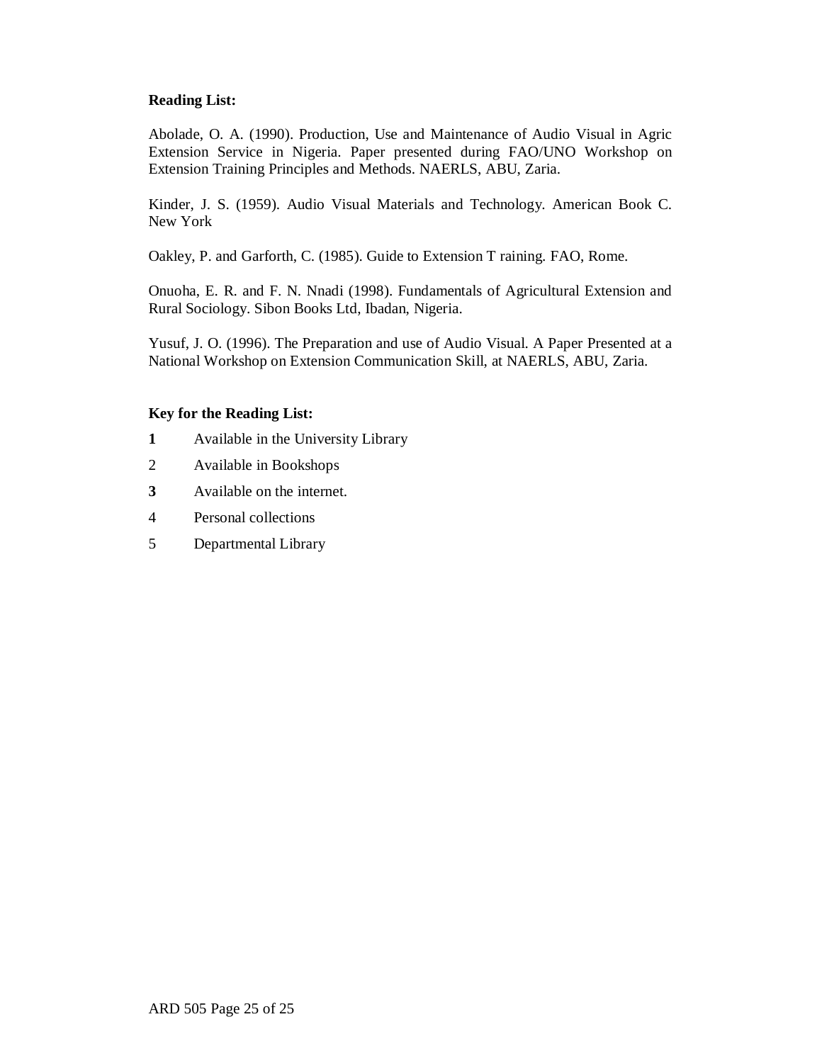**Reading List:**

Abolade, O. A. (1990). Production, Use and Maintenance of Audio Visual in Agric Extension Service in Nigeria. Paper presented during FAO/UNO Workshop on Extension Training Principles and Methods. NAERLS, ABU, Zaria.

Kinder, J. S. (1959). Audio Visual Materials and Technology. American Book C. New York

Oakley, P. and Garforth, C. (1985). Guide to Extension T raining. FAO, Rome.

Onuoha, E. R. and F. N. Nnadi (1998). Fundamentals of Agricultural Extension and Rural Sociology. Sibon Books Ltd, Ibadan, Nigeria.

Yusuf, J. O. (1996). The Preparation and use of Audio Visual. A Paper Presented at a National Workshop on Extension Communication Skill, at NAERLS, ABU, Zaria.

**Key for the Reading List:**

**1** Available in the University Library

2 Available in Bookshops

**3** Available on the internet.

4 Personal collections

5 Departmental Library